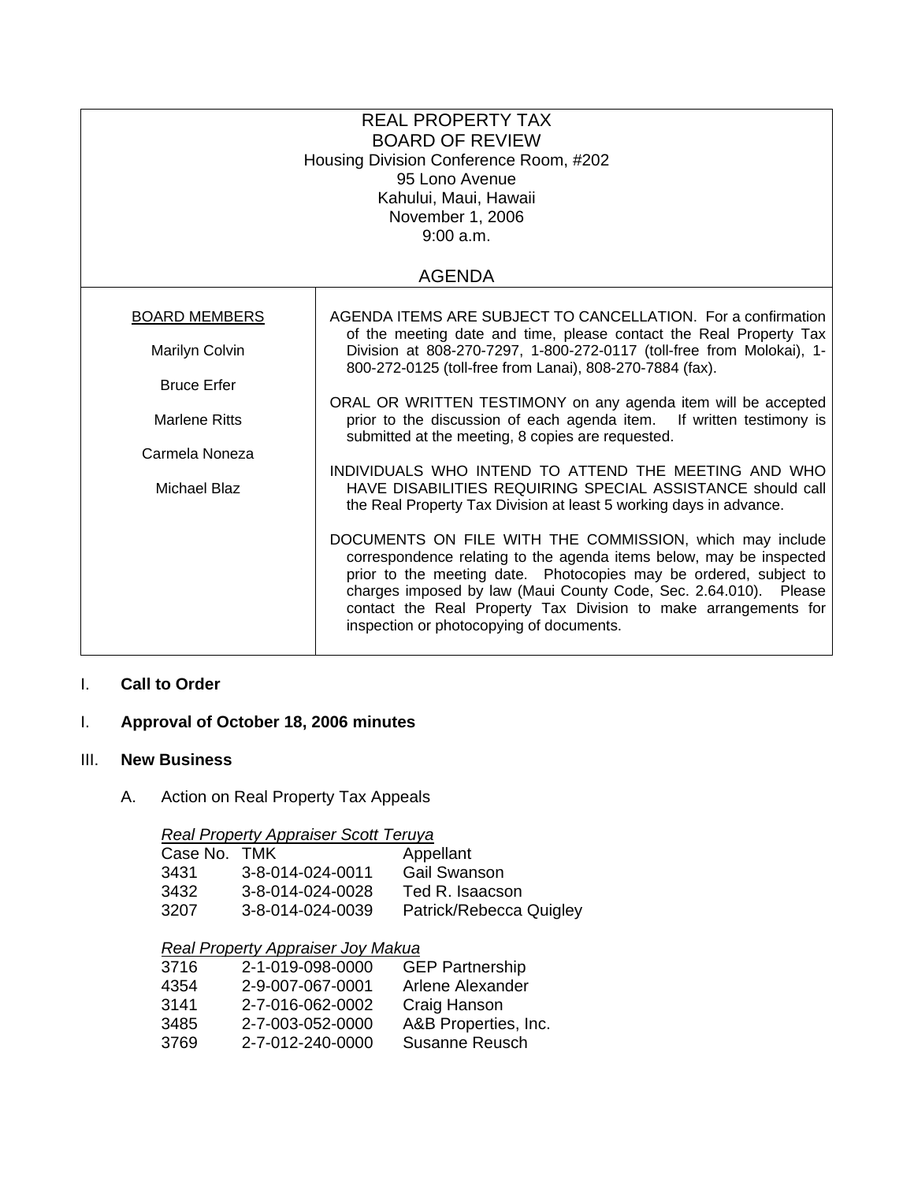# REAL PROPERTY TAX
# BOARD OF REVIEW

Housing Division Conference Room, #202
95 Lono Avenue
Kahului, Maui, Hawaii
November 1, 2006
9:00 a.m.

## AGENDA

| BOARD MEMBERS | |
|---|---|
| Marilyn Colvin | AGENDA ITEMS ARE SUBJECT TO CANCELLATION. For a confirmation of the meeting date and time, please contact the Real Property Tax Division at 808-270-7297, 1-800-272-0117 (toll-free from Molokai), 1-800-272-0125 (toll-free from Lanai), 808-270-7884 (fax). |
| Bruce Erfer | ORAL OR WRITTEN TESTIMONY on any agenda item will be accepted prior to the discussion of each agenda item. If written testimony is submitted at the meeting, 8 copies are requested. |
| Marlene Ritts | INDIVIDUALS WHO INTEND TO ATTEND THE MEETING AND WHO HAVE DISABILITIES REQUIRING SPECIAL ASSISTANCE should call the Real Property Tax Division at least 5 working days in advance. |
| Carmela Noneza | DOCUMENTS ON FILE WITH THE COMMISSION, which may include correspondence relating to the agenda items below, may be inspected prior to the meeting date. Photocopies may be ordered, subject to charges imposed by law (Maui County Code, Sec. 2.64.010). Please contact the Real Property Tax Division to make arrangements for inspection or photocopying of documents. |
| Michael Blaz | |

I. **Call to Order**

I. **Approval of October 18, 2006 minutes**

III. **New Business**

A. Action on Real Property Tax Appeals

*Real Property Appraiser Scott Teruya*

| Case No. | TMK | Appellant |
|---|---|---|
| 3431 | 3-8-014-024-0011 | Gail Swanson |
| 3432 | 3-8-014-024-0028 | Ted R. Isaacson |
| 3207 | 3-8-014-024-0039 | Patrick/Rebecca Quigley |

*Real Property Appraiser Joy Makua*

| Case No. | TMK | Appellant |
|---|---|---|
| 3716 | 2-1-019-098-0000 | GEP Partnership |
| 4354 | 2-9-007-067-0001 | Arlene Alexander |
| 3141 | 2-7-016-062-0002 | Craig Hanson |
| 3485 | 2-7-003-052-0000 | A&B Properties, Inc. |
| 3769 | 2-7-012-240-0000 | Susanne Reusch |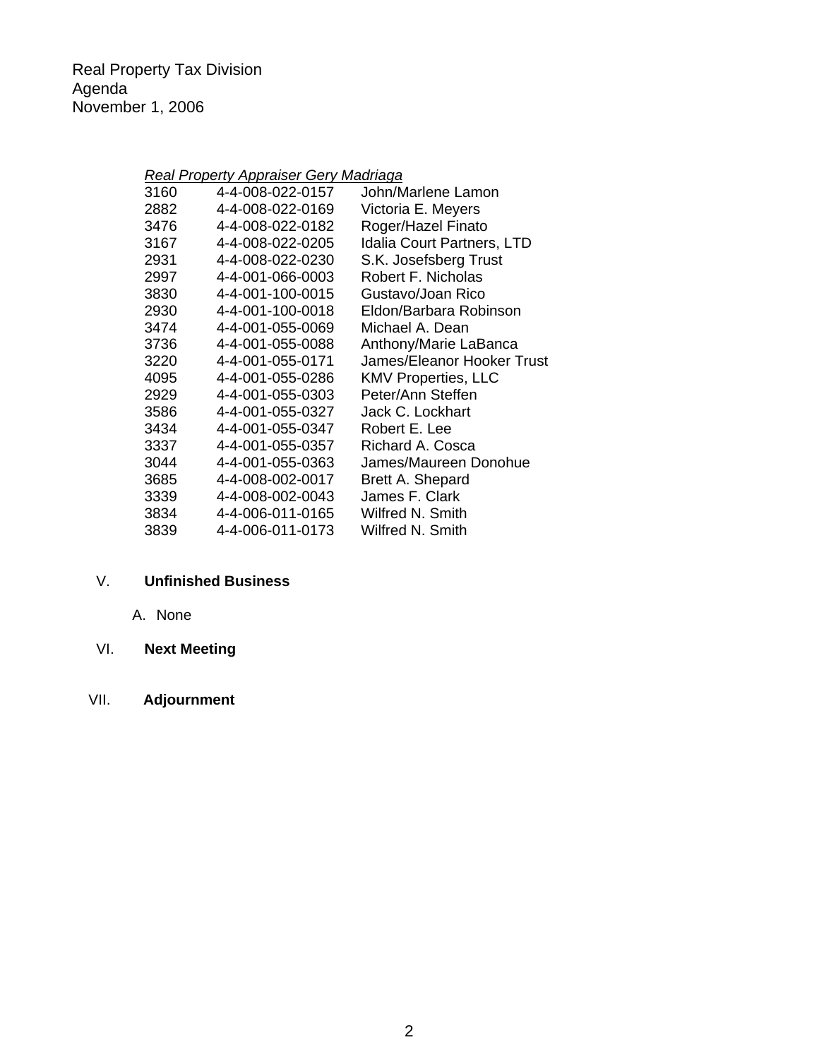Real Property Tax Division
Agenda
November 1, 2006

*Real Property Appraiser Gery Madriaga*

| | | |
|---|---|---|
| 3160 | 4-4-008-022-0157 | John/Marlene Lamon |
| 2882 | 4-4-008-022-0169 | Victoria E. Meyers |
| 3476 | 4-4-008-022-0182 | Roger/Hazel Finato |
| 3167 | 4-4-008-022-0205 | Idalia Court Partners, LTD |
| 2931 | 4-4-008-022-0230 | S.K. Josefsberg Trust |
| 2997 | 4-4-001-066-0003 | Robert F. Nicholas |
| 3830 | 4-4-001-100-0015 | Gustavo/Joan Rico |
| 2930 | 4-4-001-100-0018 | Eldon/Barbara Robinson |
| 3474 | 4-4-001-055-0069 | Michael A. Dean |
| 3736 | 4-4-001-055-0088 | Anthony/Marie LaBanca |
| 3220 | 4-4-001-055-0171 | James/Eleanor Hooker Trust |
| 4095 | 4-4-001-055-0286 | KMV Properties, LLC |
| 2929 | 4-4-001-055-0303 | Peter/Ann Steffen |
| 3586 | 4-4-001-055-0327 | Jack C. Lockhart |
| 3434 | 4-4-001-055-0347 | Robert E. Lee |
| 3337 | 4-4-001-055-0357 | Richard A. Cosca |
| 3044 | 4-4-001-055-0363 | James/Maureen Donohue |
| 3685 | 4-4-008-002-0017 | Brett A. Shepard |
| 3339 | 4-4-008-002-0043 | James F. Clark |
| 3834 | 4-4-006-011-0165 | Wilfred N. Smith |
| 3839 | 4-4-006-011-0173 | Wilfred N. Smith |

V. **Unfinished Business**

A. None

VI. **Next Meeting**

VII. **Adjournment**